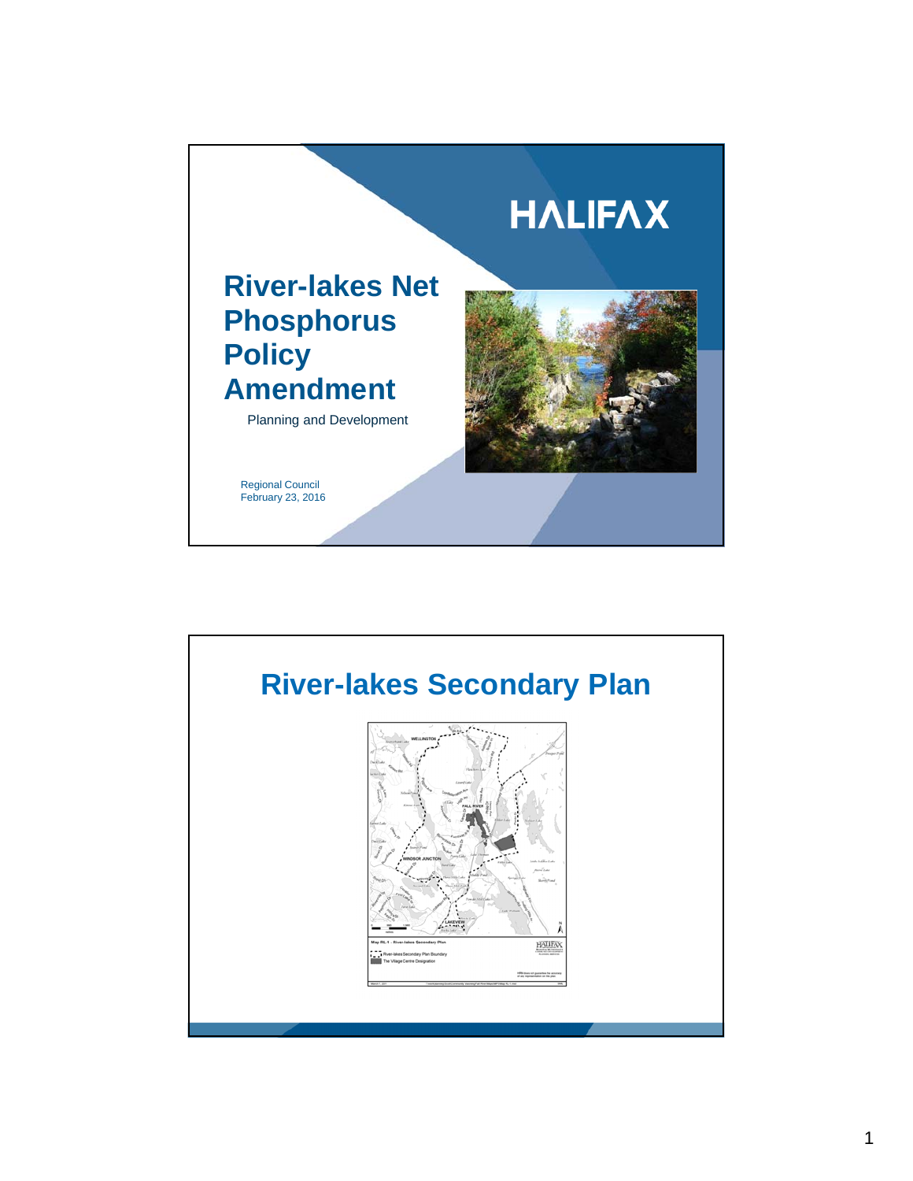HALIFAX

# River-lakes Net Phosphorus Policy Amendment

Planning and Development

Regional Council
February 23, 2016

# River-lakes Secondary Plan

Map RL-1 - River-lakes Secondary Plan

River-lakes Secondary Plan Boundary

The Village Centre Designation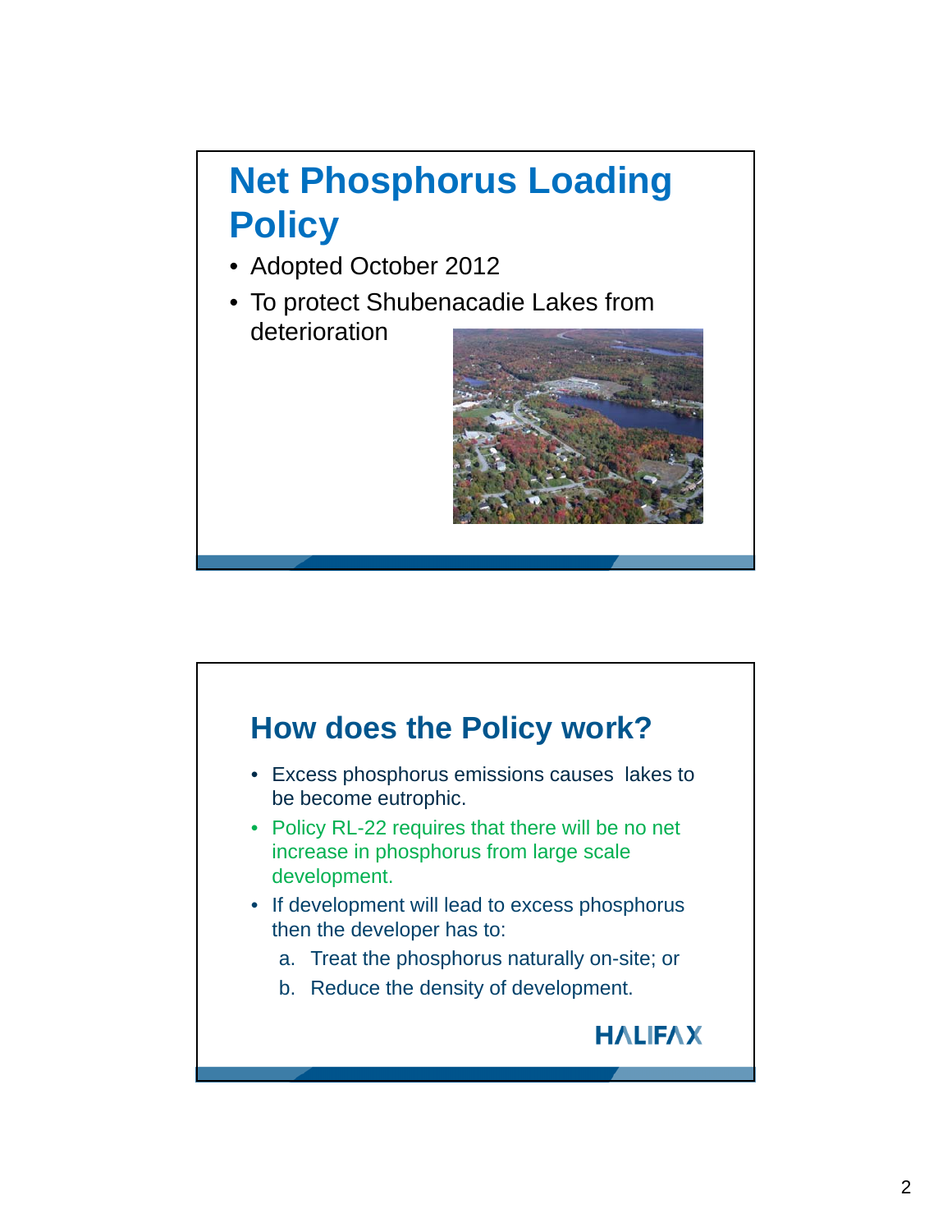# Net Phosphorus Loading Policy

- Adopted October 2012
- To protect Shubenacadie Lakes from deterioration

## How does the Policy work?

- Excess phosphorus emissions causes lakes to be become eutrophic.
- Policy RL-22 requires that there will be no net increase in phosphorus from large scale development.
- If development will lead to excess phosphorus then the developer has to:
  a. Treat the phosphorus naturally on-site; or
  b. Reduce the density of development.

HALIFAX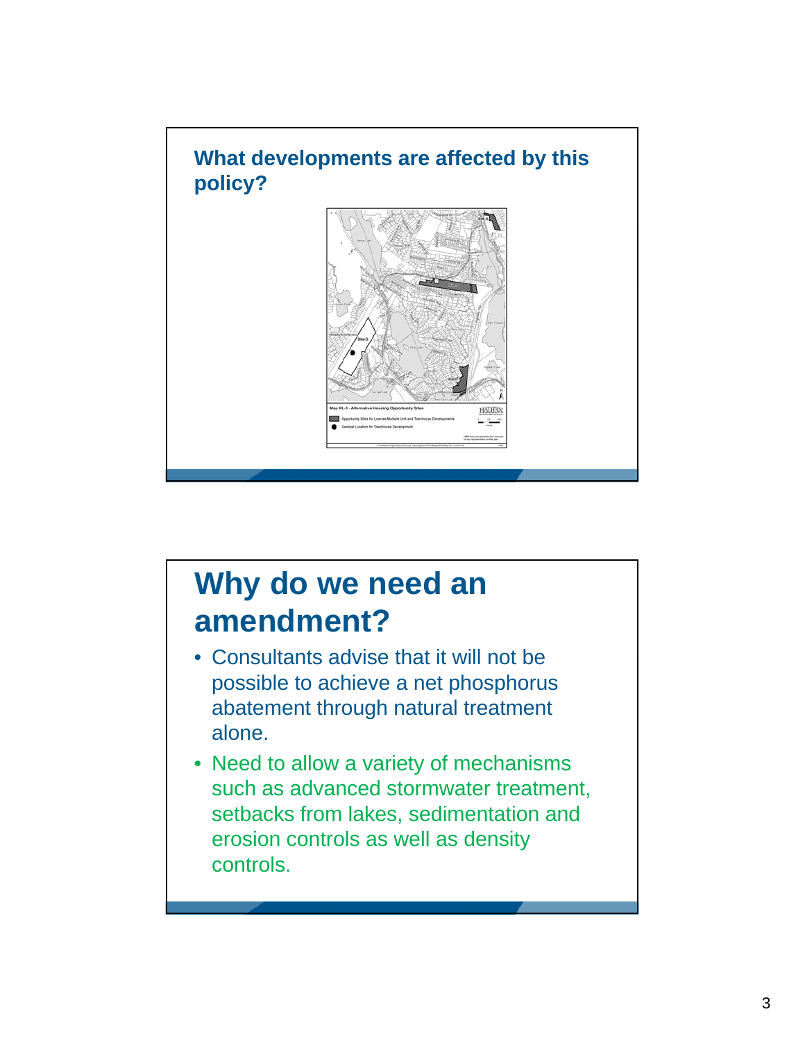## What developments are affected by this policy?

Map RL-3 - Alternative Housing Opportunity Sites

Opportunity Sites for Lowrise Multiple Unit and Townhouse Developments

General Location for Townhouse Development

## Why do we need an amendment?

- Consultants advise that it will not be possible to achieve a net phosphorus abatement through natural treatment alone.
- Need to allow a variety of mechanisms such as advanced stormwater treatment, setbacks from lakes, sedimentation and erosion controls as well as density controls.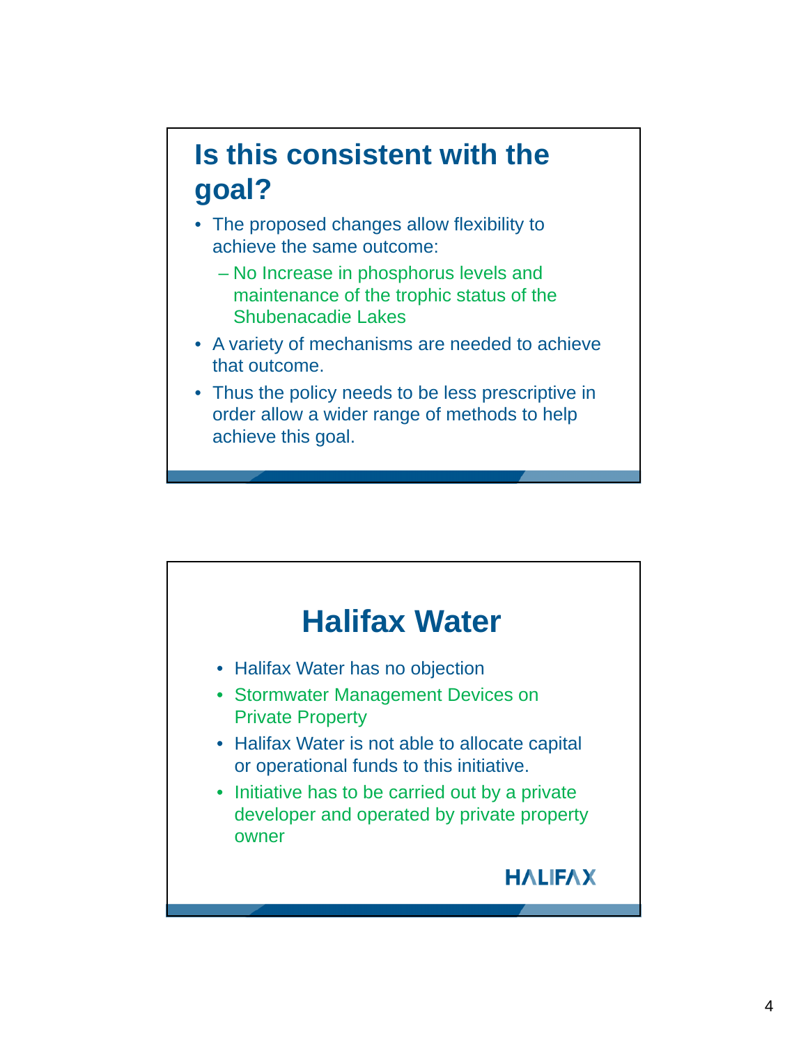## Is this consistent with the goal?

- The proposed changes allow flexibility to achieve the same outcome:
  - No Increase in phosphorus levels and maintenance of the trophic status of the Shubenacadie Lakes
- A variety of mechanisms are needed to achieve that outcome.
- Thus the policy needs to be less prescriptive in order allow a wider range of methods to help achieve this goal.

## Halifax Water

- Halifax Water has no objection
- Stormwater Management Devices on Private Property
- Halifax Water is not able to allocate capital or operational funds to this initiative.
- Initiative has to be carried out by a private developer and operated by private property owner

HALIFAX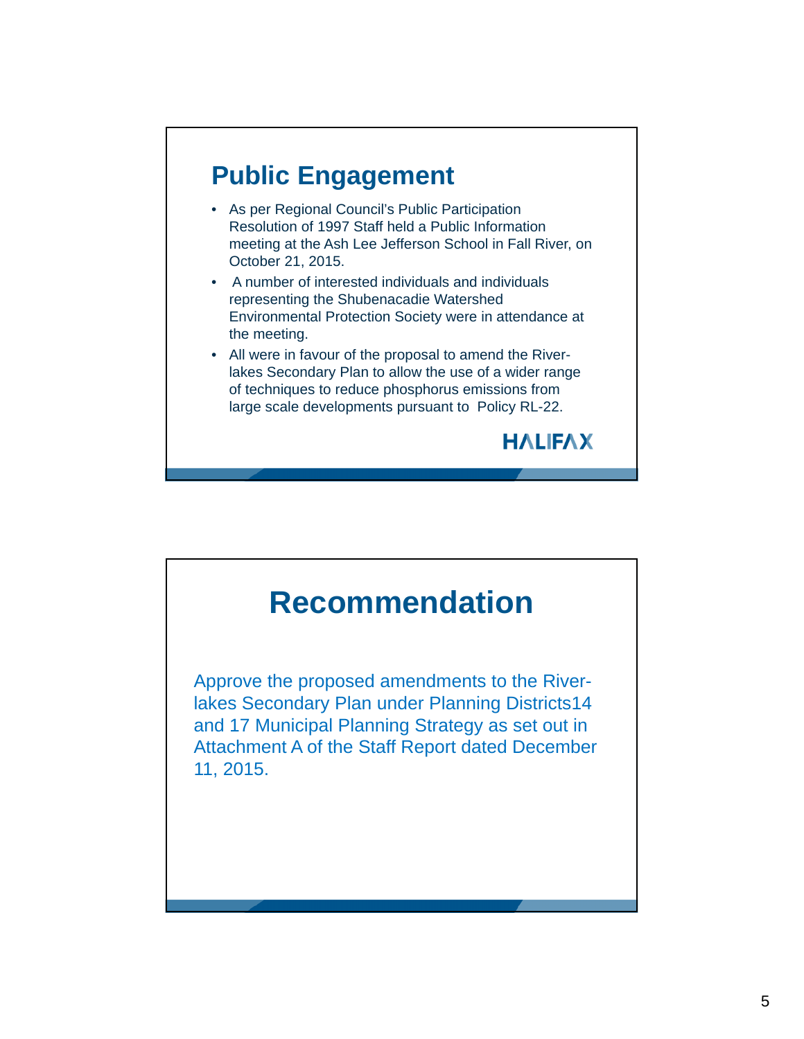## Public Engagement

- As per Regional Council's Public Participation Resolution of 1997 Staff held a Public Information meeting at the Ash Lee Jefferson School in Fall River, on October 21, 2015.
- A number of interested individuals and individuals representing the Shubenacadie Watershed Environmental Protection Society were in attendance at the meeting.
- All were in favour of the proposal to amend the River-lakes Secondary Plan to allow the use of a wider range of techniques to reduce phosphorus emissions from large scale developments pursuant to Policy RL-22.

HALIFAX

## Recommendation

Approve the proposed amendments to the River-lakes Secondary Plan under Planning Districts14 and 17 Municipal Planning Strategy as set out in Attachment A of the Staff Report dated December 11, 2015.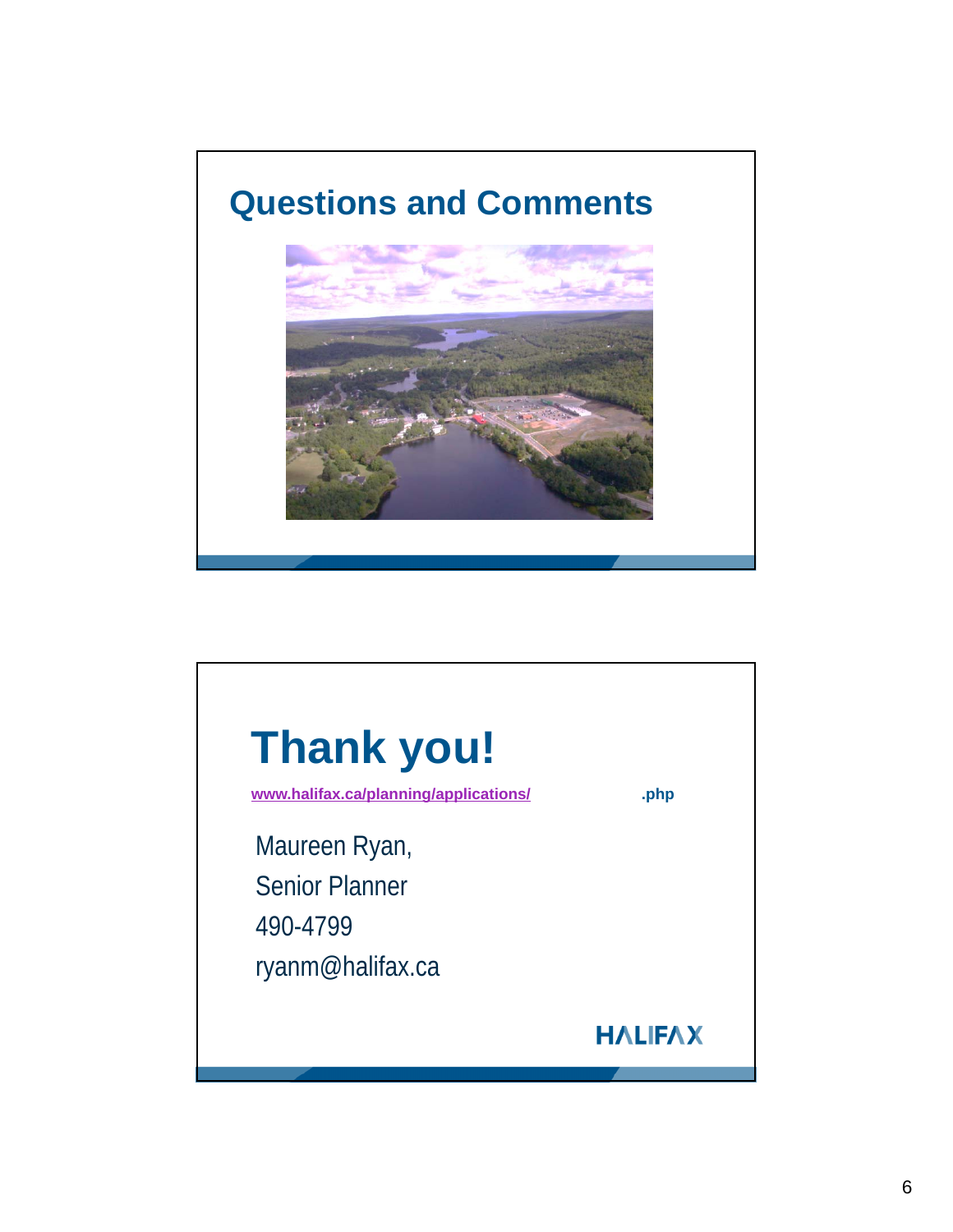## Questions and Comments

# Thank you!

www.halifax.ca/planning/applications/ .php

Maureen Ryan,

Senior Planner

490-4799

ryanm@halifax.ca

HALIFAX